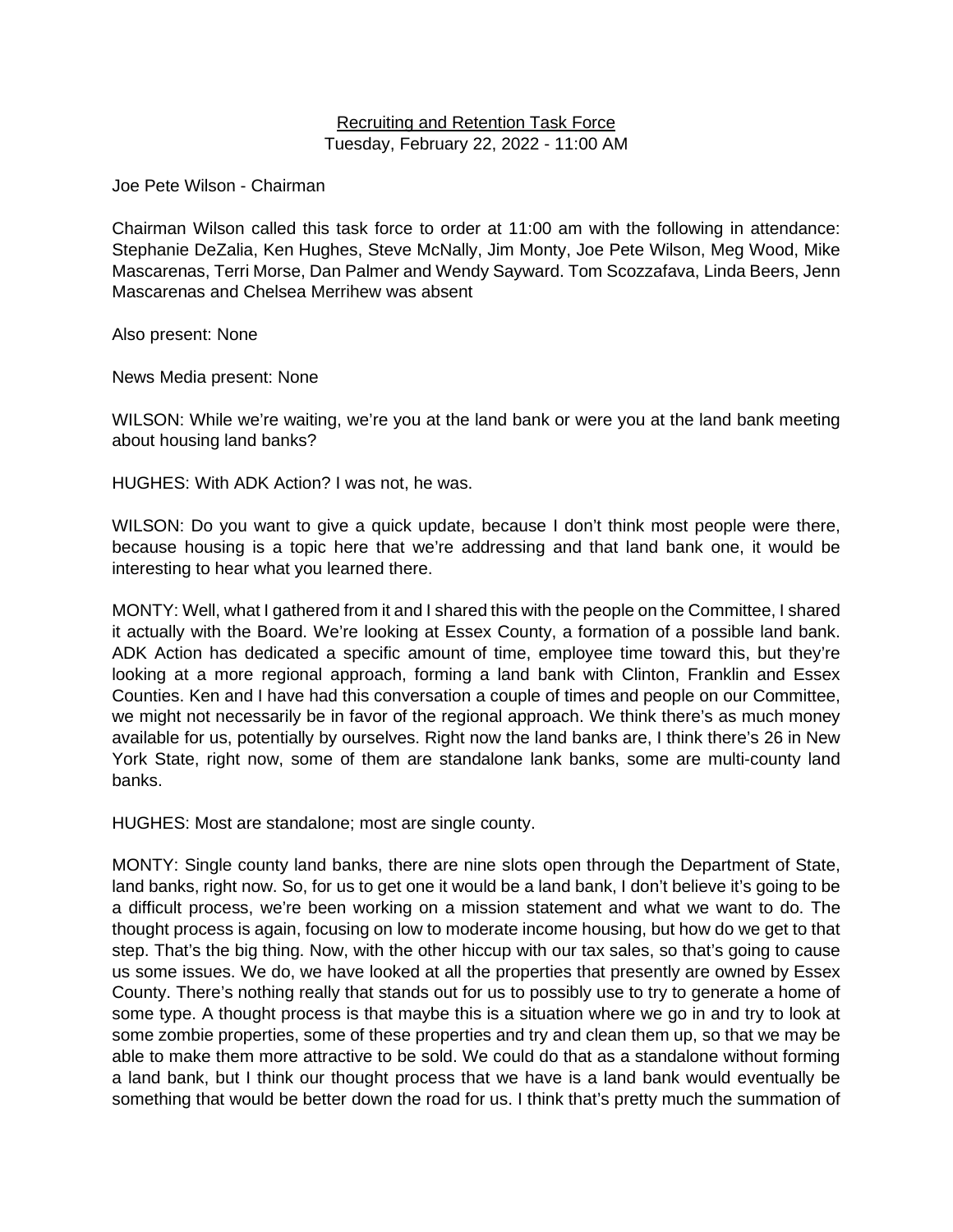Recruiting and Retention Task Force
Tuesday, February 22, 2022 - 11:00 AM

Joe Pete Wilson - Chairman

Chairman Wilson called this task force to order at 11:00 am with the following in attendance: Stephanie DeZalia, Ken Hughes, Steve McNally, Jim Monty, Joe Pete Wilson, Meg Wood, Mike Mascarenas, Terri Morse, Dan Palmer and Wendy Sayward. Tom Scozzafava, Linda Beers, Jenn Mascarenas and Chelsea Merrihew was absent

Also present: None

News Media present: None

WILSON: While we're waiting, we're you at the land bank or were you at the land bank meeting about housing land banks?

HUGHES: With ADK Action? I was not, he was.

WILSON: Do you want to give a quick update, because I don't think most people were there, because housing is a topic here that we're addressing and that land bank one, it would be interesting to hear what you learned there.

MONTY: Well, what I gathered from it and I shared this with the people on the Committee, I shared it actually with the Board. We're looking at Essex County, a formation of a possible land bank. ADK Action has dedicated a specific amount of time, employee time toward this, but they're looking at a more regional approach, forming a land bank with Clinton, Franklin and Essex Counties. Ken and I have had this conversation a couple of times and people on our Committee, we might not necessarily be in favor of the regional approach. We think there's as much money available for us, potentially by ourselves. Right now the land banks are, I think there's 26 in New York State, right now, some of them are standalone lank banks, some are multi-county land banks.

HUGHES: Most are standalone; most are single county.

MONTY: Single county land banks, there are nine slots open through the Department of State, land banks, right now. So, for us to get one it would be a land bank, I don't believe it's going to be a difficult process, we're been working on a mission statement and what we want to do. The thought process is again, focusing on low to moderate income housing, but how do we get to that step. That's the big thing. Now, with the other hiccup with our tax sales, so that's going to cause us some issues. We do, we have looked at all the properties that presently are owned by Essex County. There's nothing really that stands out for us to possibly use to try to generate a home of some type. A thought process is that maybe this is a situation where we go in and try to look at some zombie properties, some of these properties and try and clean them up, so that we may be able to make them more attractive to be sold. We could do that as a standalone without forming a land bank, but I think our thought process that we have is a land bank would eventually be something that would be better down the road for us. I think that's pretty much the summation of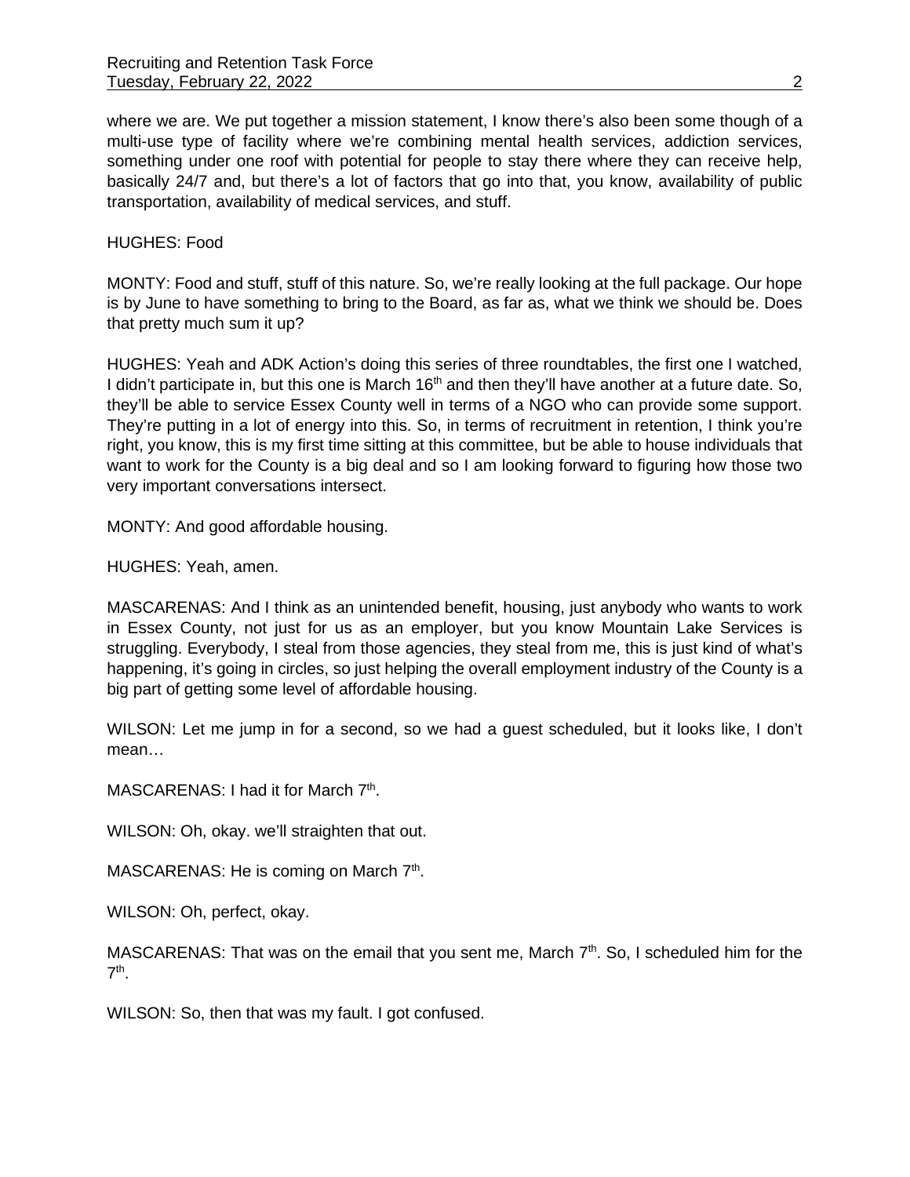where we are. We put together a mission statement, I know there's also been some though of a multi-use type of facility where we're combining mental health services, addiction services, something under one roof with potential for people to stay there where they can receive help, basically 24/7 and, but there's a lot of factors that go into that, you know, availability of public transportation, availability of medical services, and stuff.

HUGHES: Food

MONTY: Food and stuff, stuff of this nature. So, we're really looking at the full package. Our hope is by June to have something to bring to the Board, as far as, what we think we should be. Does that pretty much sum it up?

HUGHES: Yeah and ADK Action's doing this series of three roundtables, the first one I watched, I didn't participate in, but this one is March 16th and then they'll have another at a future date. So, they'll be able to service Essex County well in terms of a NGO who can provide some support. They're putting in a lot of energy into this. So, in terms of recruitment in retention, I think you're right, you know, this is my first time sitting at this committee, but be able to house individuals that want to work for the County is a big deal and so I am looking forward to figuring how those two very important conversations intersect.

MONTY: And good affordable housing.

HUGHES: Yeah, amen.

MASCARENAS: And I think as an unintended benefit, housing, just anybody who wants to work in Essex County, not just for us as an employer, but you know Mountain Lake Services is struggling. Everybody, I steal from those agencies, they steal from me, this is just kind of what's happening, it's going in circles, so just helping the overall employment industry of the County is a big part of getting some level of affordable housing.

WILSON: Let me jump in for a second, so we had a guest scheduled, but it looks like, I don't mean…

MASCARENAS: I had it for March 7th.

WILSON: Oh, okay. we'll straighten that out.

MASCARENAS: He is coming on March 7th.

WILSON: Oh, perfect, okay.

MASCARENAS: That was on the email that you sent me, March 7th. So, I scheduled him for the 7th.

WILSON: So, then that was my fault. I got confused.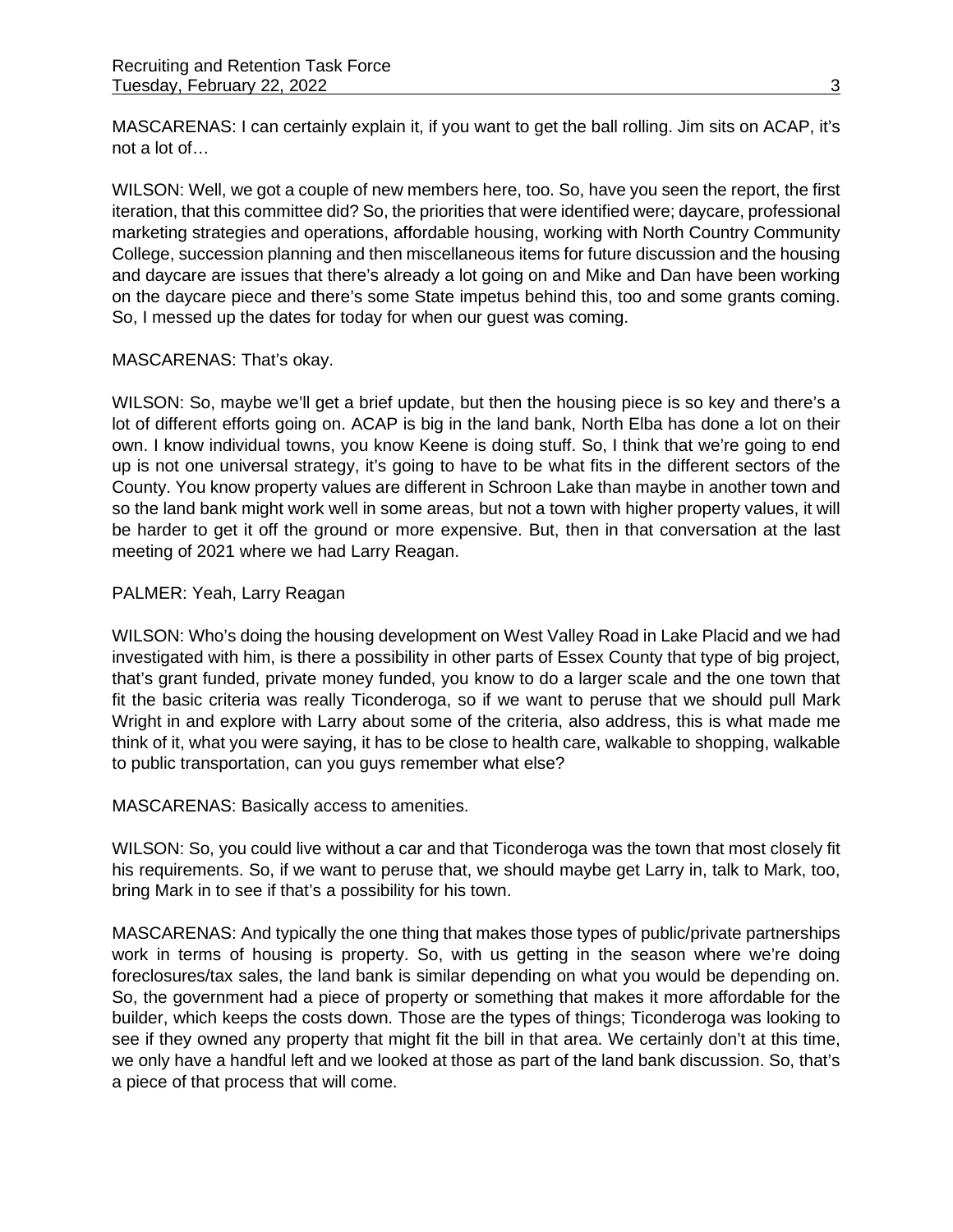MASCARENAS: I can certainly explain it, if you want to get the ball rolling. Jim sits on ACAP, it's not a lot of…

WILSON: Well, we got a couple of new members here, too. So, have you seen the report, the first iteration, that this committee did? So, the priorities that were identified were; daycare, professional marketing strategies and operations, affordable housing, working with North Country Community College, succession planning and then miscellaneous items for future discussion and the housing and daycare are issues that there's already a lot going on and Mike and Dan have been working on the daycare piece and there's some State impetus behind this, too and some grants coming. So, I messed up the dates for today for when our guest was coming.

MASCARENAS: That's okay.

WILSON: So, maybe we'll get a brief update, but then the housing piece is so key and there's a lot of different efforts going on. ACAP is big in the land bank, North Elba has done a lot on their own. I know individual towns, you know Keene is doing stuff. So, I think that we're going to end up is not one universal strategy, it's going to have to be what fits in the different sectors of the County. You know property values are different in Schroon Lake than maybe in another town and so the land bank might work well in some areas, but not a town with higher property values, it will be harder to get it off the ground or more expensive. But, then in that conversation at the last meeting of 2021 where we had Larry Reagan.

PALMER: Yeah, Larry Reagan

WILSON: Who's doing the housing development on West Valley Road in Lake Placid and we had investigated with him, is there a possibility in other parts of Essex County that type of big project, that's grant funded, private money funded, you know to do a larger scale and the one town that fit the basic criteria was really Ticonderoga, so if we want to peruse that we should pull Mark Wright in and explore with Larry about some of the criteria, also address, this is what made me think of it, what you were saying, it has to be close to health care, walkable to shopping, walkable to public transportation, can you guys remember what else?

MASCARENAS: Basically access to amenities.

WILSON: So, you could live without a car and that Ticonderoga was the town that most closely fit his requirements. So, if we want to peruse that, we should maybe get Larry in, talk to Mark, too, bring Mark in to see if that's a possibility for his town.

MASCARENAS: And typically the one thing that makes those types of public/private partnerships work in terms of housing is property. So, with us getting in the season where we're doing foreclosures/tax sales, the land bank is similar depending on what you would be depending on. So, the government had a piece of property or something that makes it more affordable for the builder, which keeps the costs down. Those are the types of things; Ticonderoga was looking to see if they owned any property that might fit the bill in that area. We certainly don't at this time, we only have a handful left and we looked at those as part of the land bank discussion. So, that's a piece of that process that will come.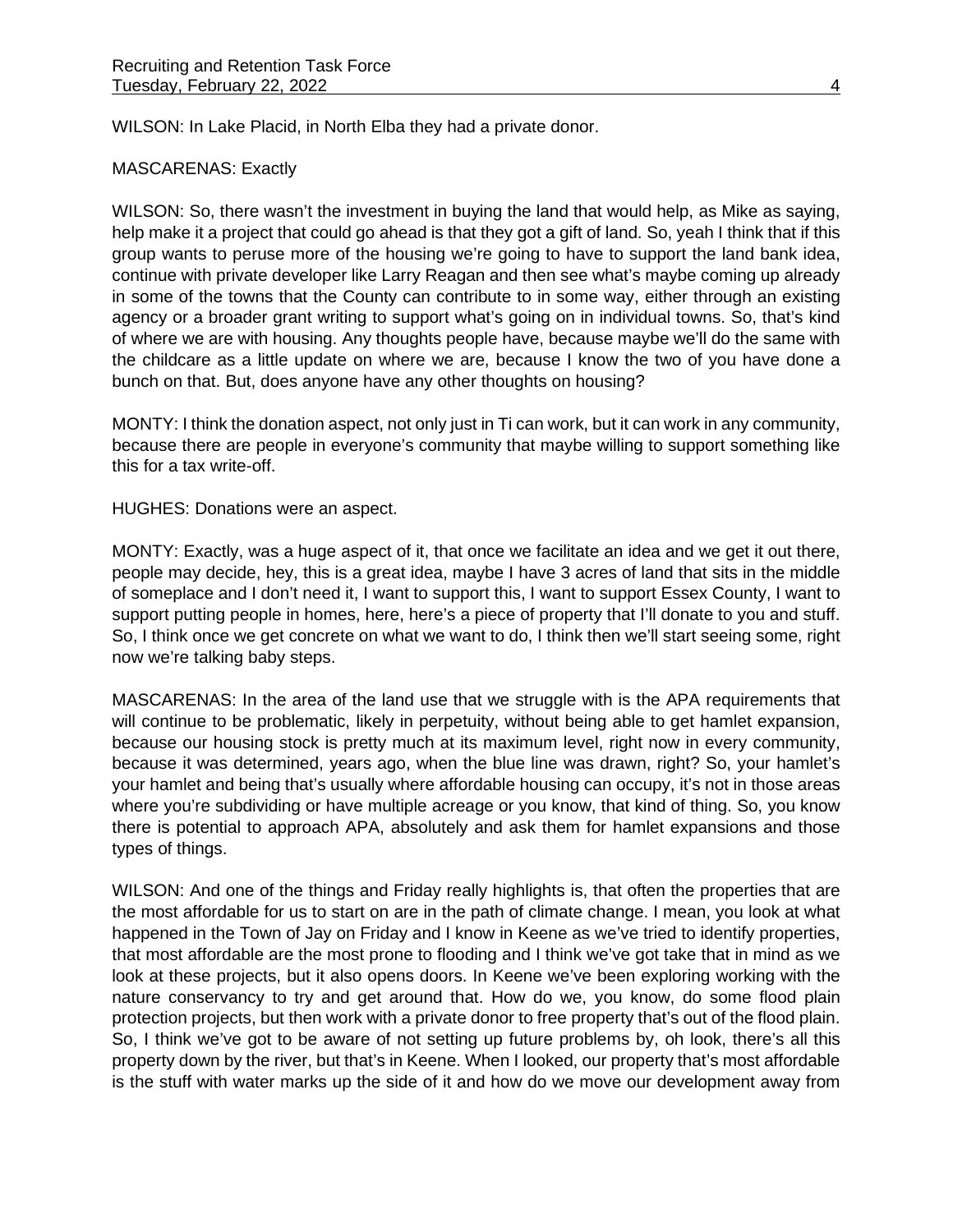WILSON: In Lake Placid, in North Elba they had a private donor.

MASCARENAS: Exactly

WILSON: So, there wasn't the investment in buying the land that would help, as Mike as saying, help make it a project that could go ahead is that they got a gift of land. So, yeah I think that if this group wants to peruse more of the housing we're going to have to support the land bank idea, continue with private developer like Larry Reagan and then see what's maybe coming up already in some of the towns that the County can contribute to in some way, either through an existing agency or a broader grant writing to support what's going on in individual towns. So, that's kind of where we are with housing. Any thoughts people have, because maybe we'll do the same with the childcare as a little update on where we are, because I know the two of you have done a bunch on that. But, does anyone have any other thoughts on housing?

MONTY: I think the donation aspect, not only just in Ti can work, but it can work in any community, because there are people in everyone's community that maybe willing to support something like this for a tax write-off.

HUGHES: Donations were an aspect.

MONTY: Exactly, was a huge aspect of it, that once we facilitate an idea and we get it out there, people may decide, hey, this is a great idea, maybe I have 3 acres of land that sits in the middle of someplace and I don't need it, I want to support this, I want to support Essex County, I want to support putting people in homes, here, here's a piece of property that I'll donate to you and stuff. So, I think once we get concrete on what we want to do, I think then we'll start seeing some, right now we're talking baby steps.

MASCARENAS: In the area of the land use that we struggle with is the APA requirements that will continue to be problematic, likely in perpetuity, without being able to get hamlet expansion, because our housing stock is pretty much at its maximum level, right now in every community, because it was determined, years ago, when the blue line was drawn, right? So, your hamlet's your hamlet and being that's usually where affordable housing can occupy, it's not in those areas where you're subdividing or have multiple acreage or you know, that kind of thing. So, you know there is potential to approach APA, absolutely and ask them for hamlet expansions and those types of things.

WILSON: And one of the things and Friday really highlights is, that often the properties that are the most affordable for us to start on are in the path of climate change. I mean, you look at what happened in the Town of Jay on Friday and I know in Keene as we've tried to identify properties, that most affordable are the most prone to flooding and I think we've got take that in mind as we look at these projects, but it also opens doors. In Keene we've been exploring working with the nature conservancy to try and get around that. How do we, you know, do some flood plain protection projects, but then work with a private donor to free property that's out of the flood plain. So, I think we've got to be aware of not setting up future problems by, oh look, there's all this property down by the river, but that's in Keene. When I looked, our property that's most affordable is the stuff with water marks up the side of it and how do we move our development away from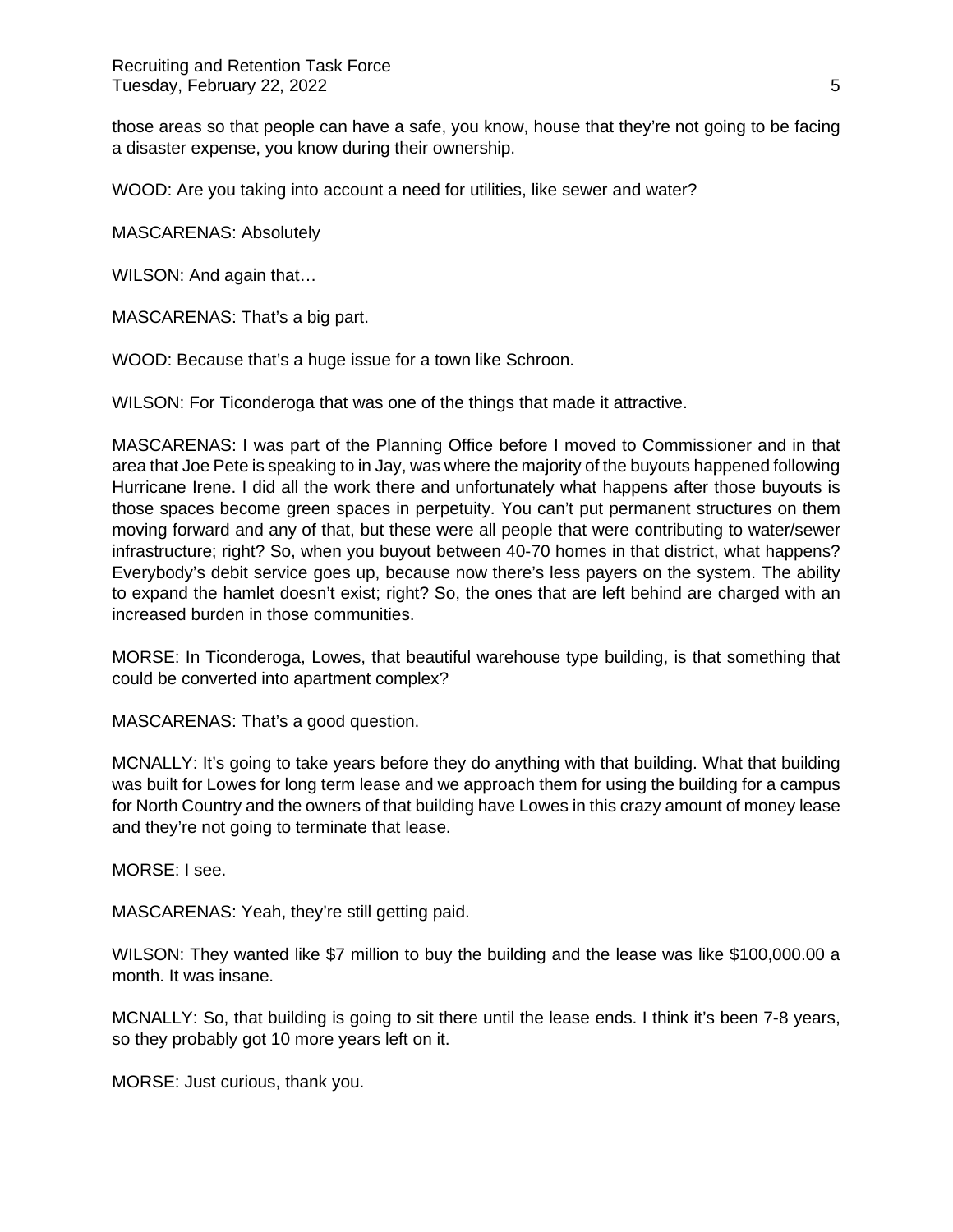those areas so that people can have a safe, you know, house that they're not going to be facing a disaster expense, you know during their ownership.

WOOD: Are you taking into account a need for utilities, like sewer and water?

MASCARENAS: Absolutely

WILSON: And again that…

MASCARENAS: That's a big part.

WOOD: Because that's a huge issue for a town like Schroon.

WILSON: For Ticonderoga that was one of the things that made it attractive.

MASCARENAS: I was part of the Planning Office before I moved to Commissioner and in that area that Joe Pete is speaking to in Jay, was where the majority of the buyouts happened following Hurricane Irene. I did all the work there and unfortunately what happens after those buyouts is those spaces become green spaces in perpetuity. You can't put permanent structures on them moving forward and any of that, but these were all people that were contributing to water/sewer infrastructure; right? So, when you buyout between 40-70 homes in that district, what happens? Everybody's debit service goes up, because now there's less payers on the system. The ability to expand the hamlet doesn't exist; right? So, the ones that are left behind are charged with an increased burden in those communities.

MORSE: In Ticonderoga, Lowes, that beautiful warehouse type building, is that something that could be converted into apartment complex?

MASCARENAS: That's a good question.

MCNALLY: It's going to take years before they do anything with that building. What that building was built for Lowes for long term lease and we approach them for using the building for a campus for North Country and the owners of that building have Lowes in this crazy amount of money lease and they're not going to terminate that lease.

MORSE: I see.

MASCARENAS: Yeah, they're still getting paid.

WILSON: They wanted like $7 million to buy the building and the lease was like $100,000.00 a month. It was insane.

MCNALLY: So, that building is going to sit there until the lease ends. I think it's been 7-8 years, so they probably got 10 more years left on it.

MORSE: Just curious, thank you.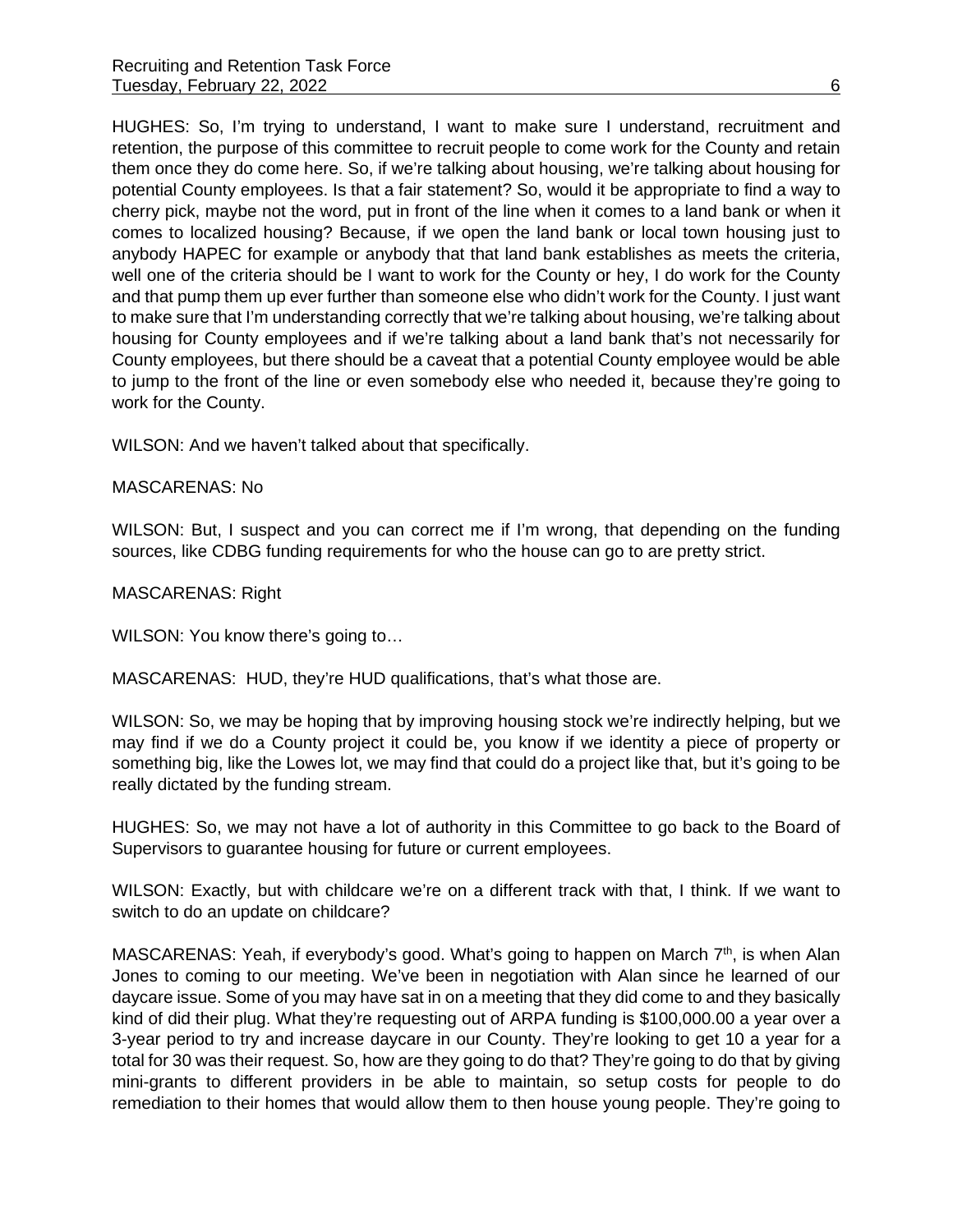HUGHES: So, I'm trying to understand, I want to make sure I understand, recruitment and retention, the purpose of this committee to recruit people to come work for the County and retain them once they do come here. So, if we're talking about housing, we're talking about housing for potential County employees. Is that a fair statement? So, would it be appropriate to find a way to cherry pick, maybe not the word, put in front of the line when it comes to a land bank or when it comes to localized housing? Because, if we open the land bank or local town housing just to anybody HAPEC for example or anybody that that land bank establishes as meets the criteria, well one of the criteria should be I want to work for the County or hey, I do work for the County and that pump them up ever further than someone else who didn't work for the County. I just want to make sure that I'm understanding correctly that we're talking about housing, we're talking about housing for County employees and if we're talking about a land bank that's not necessarily for County employees, but there should be a caveat that a potential County employee would be able to jump to the front of the line or even somebody else who needed it, because they're going to work for the County.

WILSON: And we haven't talked about that specifically.

MASCARENAS: No

WILSON: But, I suspect and you can correct me if I'm wrong, that depending on the funding sources, like CDBG funding requirements for who the house can go to are pretty strict.

MASCARENAS: Right

WILSON: You know there's going to…

MASCARENAS: HUD, they're HUD qualifications, that's what those are.

WILSON: So, we may be hoping that by improving housing stock we're indirectly helping, but we may find if we do a County project it could be, you know if we identity a piece of property or something big, like the Lowes lot, we may find that could do a project like that, but it's going to be really dictated by the funding stream.

HUGHES: So, we may not have a lot of authority in this Committee to go back to the Board of Supervisors to guarantee housing for future or current employees.

WILSON: Exactly, but with childcare we're on a different track with that, I think. If we want to switch to do an update on childcare?

MASCARENAS: Yeah, if everybody's good. What's going to happen on March 7th, is when Alan Jones to coming to our meeting. We've been in negotiation with Alan since he learned of our daycare issue. Some of you may have sat in on a meeting that they did come to and they basically kind of did their plug. What they're requesting out of ARPA funding is $100,000.00 a year over a 3-year period to try and increase daycare in our County. They're looking to get 10 a year for a total for 30 was their request. So, how are they going to do that? They're going to do that by giving mini-grants to different providers in be able to maintain, so setup costs for people to do remediation to their homes that would allow them to then house young people. They're going to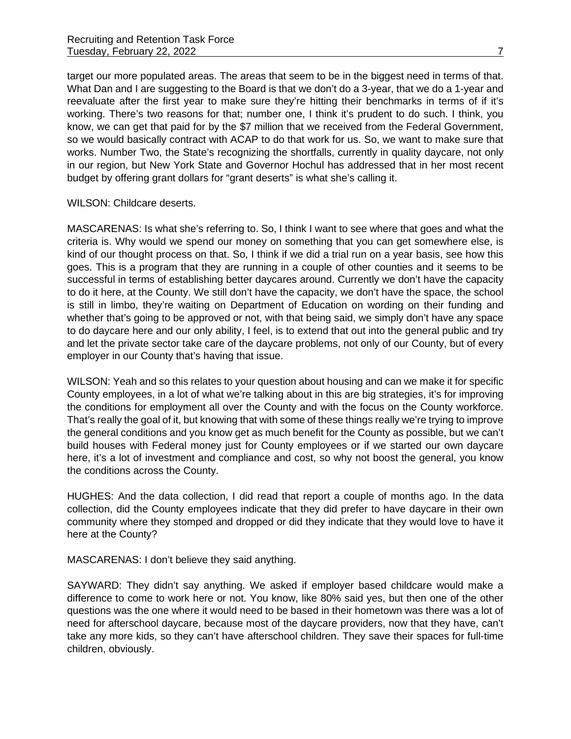target our more populated areas. The areas that seem to be in the biggest need in terms of that. What Dan and I are suggesting to the Board is that we don't do a 3-year, that we do a 1-year and reevaluate after the first year to make sure they're hitting their benchmarks in terms of if it's working. There's two reasons for that; number one, I think it's prudent to do such. I think, you know, we can get that paid for by the $7 million that we received from the Federal Government, so we would basically contract with ACAP to do that work for us. So, we want to make sure that works. Number Two, the State's recognizing the shortfalls, currently in quality daycare, not only in our region, but New York State and Governor Hochul has addressed that in her most recent budget by offering grant dollars for "grant deserts" is what she's calling it.

WILSON: Childcare deserts.

MASCARENAS: Is what she's referring to. So, I think I want to see where that goes and what the criteria is. Why would we spend our money on something that you can get somewhere else, is kind of our thought process on that. So, I think if we did a trial run on a year basis, see how this goes. This is a program that they are running in a couple of other counties and it seems to be successful in terms of establishing better daycares around. Currently we don't have the capacity to do it here, at the County. We still don't have the capacity, we don't have the space, the school is still in limbo, they're waiting on Department of Education on wording on their funding and whether that's going to be approved or not, with that being said, we simply don't have any space to do daycare here and our only ability, I feel, is to extend that out into the general public and try and let the private sector take care of the daycare problems, not only of our County, but of every employer in our County that's having that issue.

WILSON: Yeah and so this relates to your question about housing and can we make it for specific County employees, in a lot of what we're talking about in this are big strategies, it's for improving the conditions for employment all over the County and with the focus on the County workforce. That's really the goal of it, but knowing that with some of these things really we're trying to improve the general conditions and you know get as much benefit for the County as possible, but we can't build houses with Federal money just for County employees or if we started our own daycare here, it's a lot of investment and compliance and cost, so why not boost the general, you know the conditions across the County.

HUGHES: And the data collection, I did read that report a couple of months ago. In the data collection, did the County employees indicate that they did prefer to have daycare in their own community where they stomped and dropped or did they indicate that they would love to have it here at the County?

MASCARENAS: I don't believe they said anything.

SAYWARD: They didn't say anything. We asked if employer based childcare would make a difference to come to work here or not. You know, like 80% said yes, but then one of the other questions was the one where it would need to be based in their hometown was there was a lot of need for afterschool daycare, because most of the daycare providers, now that they have, can't take any more kids, so they can't have afterschool children. They save their spaces for full-time children, obviously.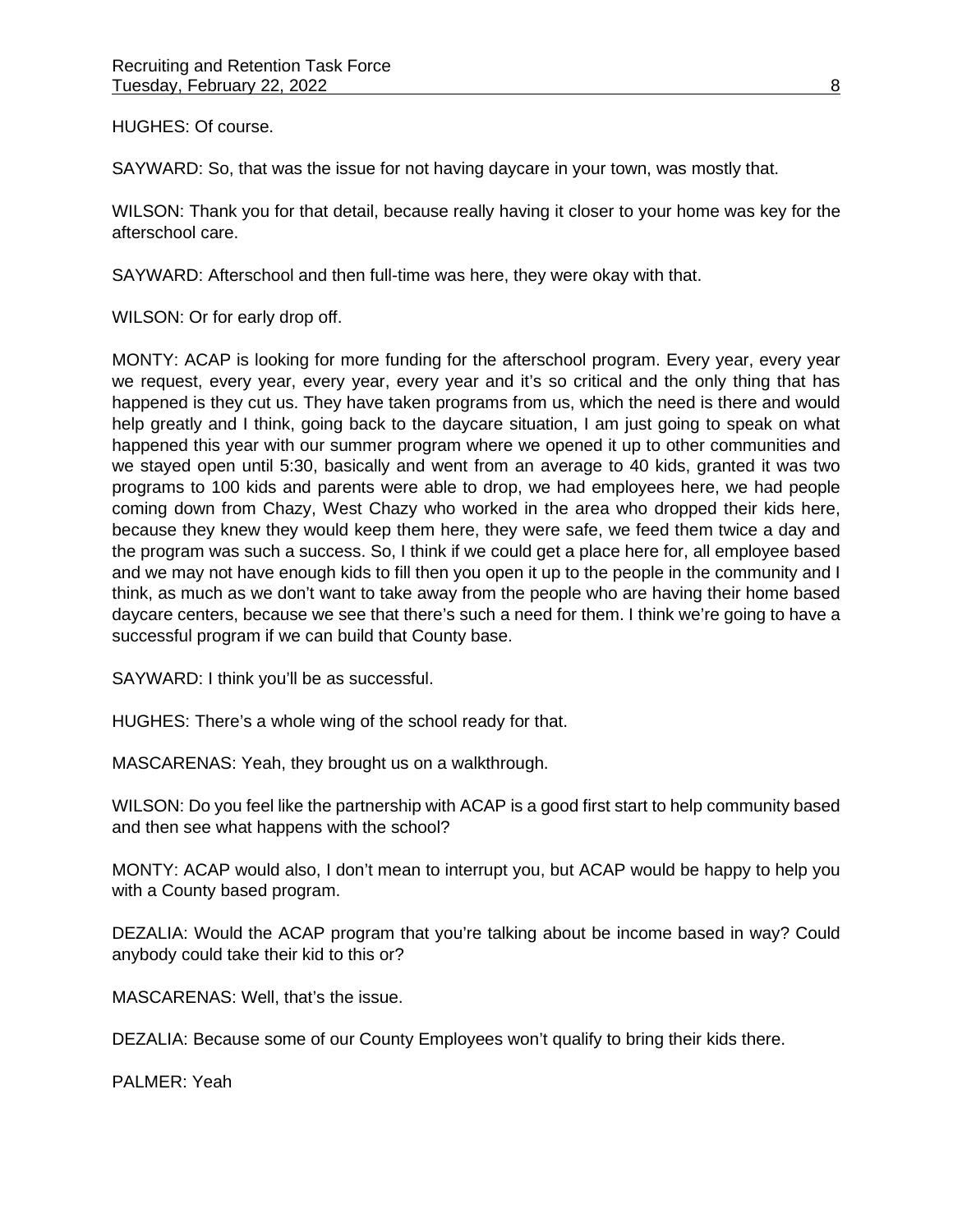HUGHES: Of course.

SAYWARD: So, that was the issue for not having daycare in your town, was mostly that.

WILSON: Thank you for that detail, because really having it closer to your home was key for the afterschool care.

SAYWARD: Afterschool and then full-time was here, they were okay with that.

WILSON: Or for early drop off.

MONTY: ACAP is looking for more funding for the afterschool program. Every year, every year we request, every year, every year, every year and it's so critical and the only thing that has happened is they cut us. They have taken programs from us, which the need is there and would help greatly and I think, going back to the daycare situation, I am just going to speak on what happened this year with our summer program where we opened it up to other communities and we stayed open until 5:30, basically and went from an average to 40 kids, granted it was two programs to 100 kids and parents were able to drop, we had employees here, we had people coming down from Chazy, West Chazy who worked in the area who dropped their kids here, because they knew they would keep them here, they were safe, we feed them twice a day and the program was such a success. So, I think if we could get a place here for, all employee based and we may not have enough kids to fill then you open it up to the people in the community and I think, as much as we don't want to take away from the people who are having their home based daycare centers, because we see that there's such a need for them. I think we're going to have a successful program if we can build that County base.

SAYWARD: I think you'll be as successful.

HUGHES: There's a whole wing of the school ready for that.

MASCARENAS: Yeah, they brought us on a walkthrough.

WILSON: Do you feel like the partnership with ACAP is a good first start to help community based and then see what happens with the school?

MONTY: ACAP would also, I don't mean to interrupt you, but ACAP would be happy to help you with a County based program.

DEZALIA: Would the ACAP program that you're talking about be income based in way? Could anybody could take their kid to this or?

MASCARENAS: Well, that's the issue.

DEZALIA: Because some of our County Employees won't qualify to bring their kids there.

PALMER: Yeah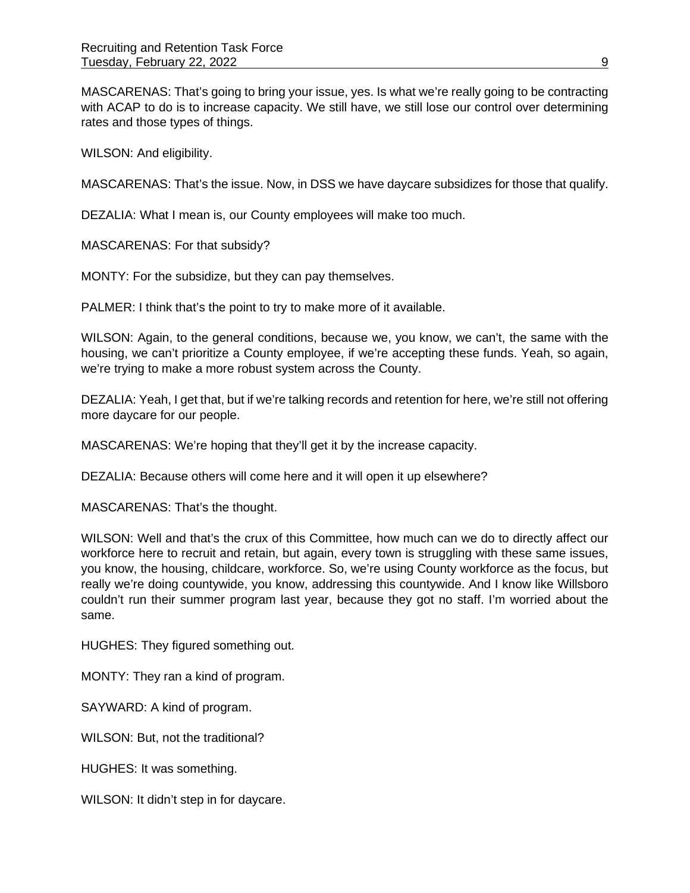MASCARENAS: That's going to bring your issue, yes. Is what we're really going to be contracting with ACAP to do is to increase capacity. We still have, we still lose our control over determining rates and those types of things.

WILSON: And eligibility.

MASCARENAS: That's the issue. Now, in DSS we have daycare subsidizes for those that qualify.

DEZALIA: What I mean is, our County employees will make too much.

MASCARENAS: For that subsidy?

MONTY: For the subsidize, but they can pay themselves.

PALMER: I think that's the point to try to make more of it available.

WILSON: Again, to the general conditions, because we, you know, we can't, the same with the housing, we can't prioritize a County employee, if we're accepting these funds. Yeah, so again, we're trying to make a more robust system across the County.

DEZALIA: Yeah, I get that, but if we're talking records and retention for here, we're still not offering more daycare for our people.

MASCARENAS: We're hoping that they'll get it by the increase capacity.

DEZALIA: Because others will come here and it will open it up elsewhere?

MASCARENAS: That's the thought.

WILSON: Well and that's the crux of this Committee, how much can we do to directly affect our workforce here to recruit and retain, but again, every town is struggling with these same issues, you know, the housing, childcare, workforce. So, we're using County workforce as the focus, but really we're doing countywide, you know, addressing this countywide. And I know like Willsboro couldn't run their summer program last year, because they got no staff. I'm worried about the same.

HUGHES: They figured something out.

MONTY: They ran a kind of program.

SAYWARD: A kind of program.

WILSON: But, not the traditional?

HUGHES: It was something.

WILSON: It didn't step in for daycare.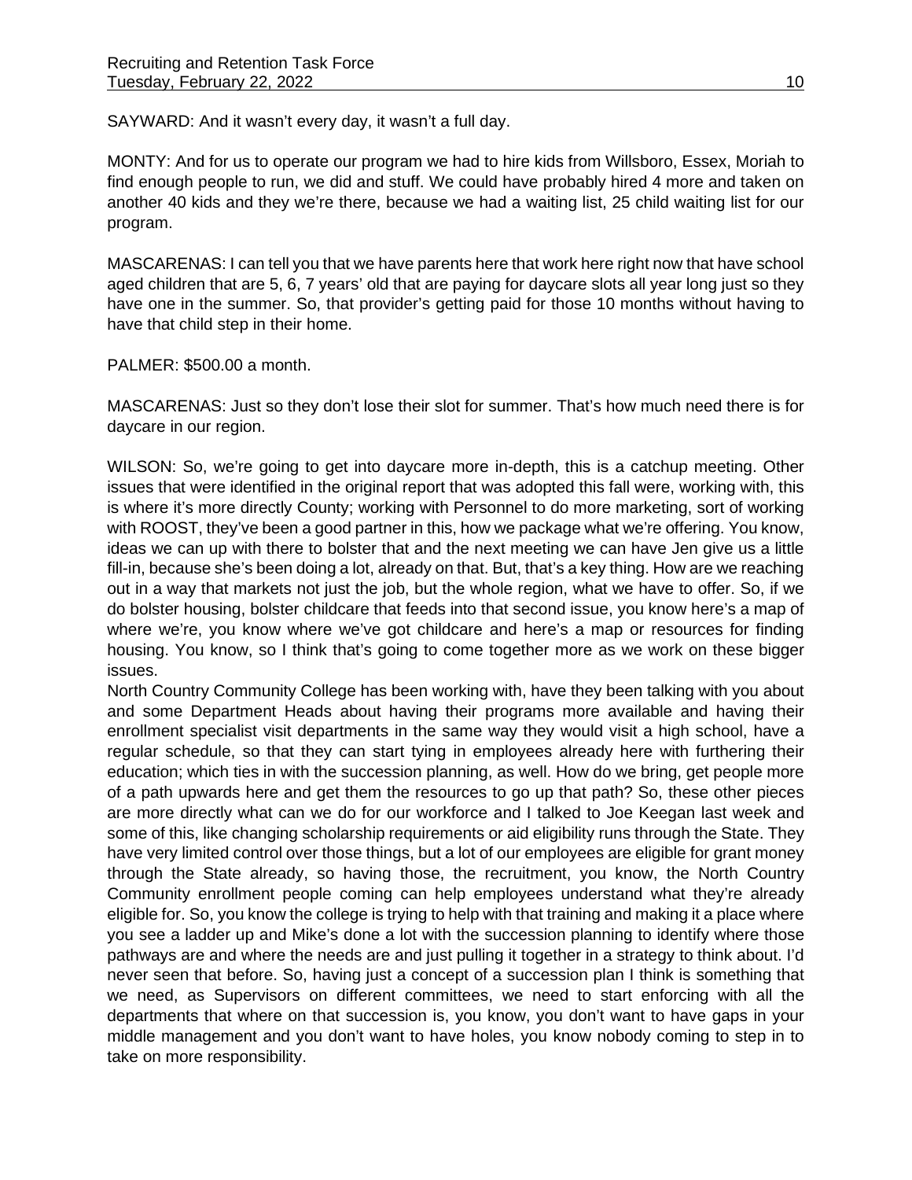SAYWARD: And it wasn't every day, it wasn't a full day.

MONTY: And for us to operate our program we had to hire kids from Willsboro, Essex, Moriah to find enough people to run, we did and stuff. We could have probably hired 4 more and taken on another 40 kids and they we're there, because we had a waiting list, 25 child waiting list for our program.

MASCARENAS: I can tell you that we have parents here that work here right now that have school aged children that are 5, 6, 7 years' old that are paying for daycare slots all year long just so they have one in the summer. So, that provider's getting paid for those 10 months without having to have that child step in their home.

PALMER: $500.00 a month.

MASCARENAS: Just so they don't lose their slot for summer. That's how much need there is for daycare in our region.

WILSON: So, we're going to get into daycare more in-depth, this is a catchup meeting. Other issues that were identified in the original report that was adopted this fall were, working with, this is where it's more directly County; working with Personnel to do more marketing, sort of working with ROOST, they've been a good partner in this, how we package what we're offering. You know, ideas we can up with there to bolster that and the next meeting we can have Jen give us a little fill-in, because she's been doing a lot, already on that. But, that's a key thing. How are we reaching out in a way that markets not just the job, but the whole region, what we have to offer. So, if we do bolster housing, bolster childcare that feeds into that second issue, you know here's a map of where we're, you know where we've got childcare and here's a map or resources for finding housing. You know, so I think that's going to come together more as we work on these bigger issues.
North Country Community College has been working with, have they been talking with you about and some Department Heads about having their programs more available and having their enrollment specialist visit departments in the same way they would visit a high school, have a regular schedule, so that they can start tying in employees already here with furthering their education; which ties in with the succession planning, as well. How do we bring, get people more of a path upwards here and get them the resources to go up that path? So, these other pieces are more directly what can we do for our workforce and I talked to Joe Keegan last week and some of this, like changing scholarship requirements or aid eligibility runs through the State. They have very limited control over those things, but a lot of our employees are eligible for grant money through the State already, so having those, the recruitment, you know, the North Country Community enrollment people coming can help employees understand what they're already eligible for. So, you know the college is trying to help with that training and making it a place where you see a ladder up and Mike's done a lot with the succession planning to identify where those pathways are and where the needs are and just pulling it together in a strategy to think about. I'd never seen that before. So, having just a concept of a succession plan I think is something that we need, as Supervisors on different committees, we need to start enforcing with all the departments that where on that succession is, you know, you don't want to have gaps in your middle management and you don't want to have holes, you know nobody coming to step in to take on more responsibility.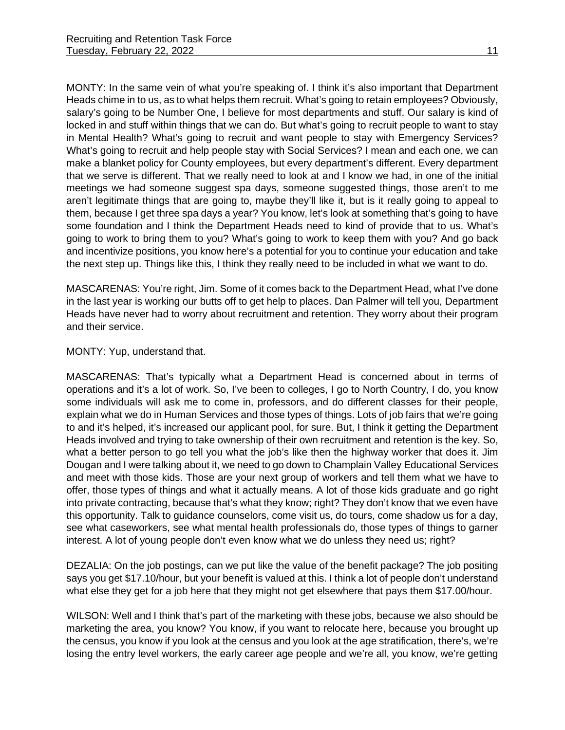MONTY: In the same vein of what you're speaking of. I think it's also important that Department Heads chime in to us, as to what helps them recruit. What's going to retain employees? Obviously, salary's going to be Number One, I believe for most departments and stuff. Our salary is kind of locked in and stuff within things that we can do. But what's going to recruit people to want to stay in Mental Health? What's going to recruit and want people to stay with Emergency Services? What's going to recruit and help people stay with Social Services? I mean and each one, we can make a blanket policy for County employees, but every department's different. Every department that we serve is different. That we really need to look at and I know we had, in one of the initial meetings we had someone suggest spa days, someone suggested things, those aren't to me aren't legitimate things that are going to, maybe they'll like it, but is it really going to appeal to them, because I get three spa days a year? You know, let's look at something that's going to have some foundation and I think the Department Heads need to kind of provide that to us. What's going to work to bring them to you? What's going to work to keep them with you? And go back and incentivize positions, you know here's a potential for you to continue your education and take the next step up. Things like this, I think they really need to be included in what we want to do.

MASCARENAS: You're right, Jim. Some of it comes back to the Department Head, what I've done in the last year is working our butts off to get help to places. Dan Palmer will tell you, Department Heads have never had to worry about recruitment and retention. They worry about their program and their service.

MONTY: Yup, understand that.

MASCARENAS: That's typically what a Department Head is concerned about in terms of operations and it's a lot of work. So, I've been to colleges, I go to North Country, I do, you know some individuals will ask me to come in, professors, and do different classes for their people, explain what we do in Human Services and those types of things. Lots of job fairs that we're going to and it's helped, it's increased our applicant pool, for sure. But, I think it getting the Department Heads involved and trying to take ownership of their own recruitment and retention is the key. So, what a better person to go tell you what the job's like then the highway worker that does it. Jim Dougan and I were talking about it, we need to go down to Champlain Valley Educational Services and meet with those kids. Those are your next group of workers and tell them what we have to offer, those types of things and what it actually means. A lot of those kids graduate and go right into private contracting, because that's what they know; right? They don't know that we even have this opportunity. Talk to guidance counselors, come visit us, do tours, come shadow us for a day, see what caseworkers, see what mental health professionals do, those types of things to garner interest. A lot of young people don't even know what we do unless they need us; right?

DEZALIA: On the job postings, can we put like the value of the benefit package? The job positing says you get $17.10/hour, but your benefit is valued at this. I think a lot of people don't understand what else they get for a job here that they might not get elsewhere that pays them $17.00/hour.

WILSON: Well and I think that's part of the marketing with these jobs, because we also should be marketing the area, you know? You know, if you want to relocate here, because you brought up the census, you know if you look at the census and you look at the age stratification, there's, we're losing the entry level workers, the early career age people and we're all, you know, we're getting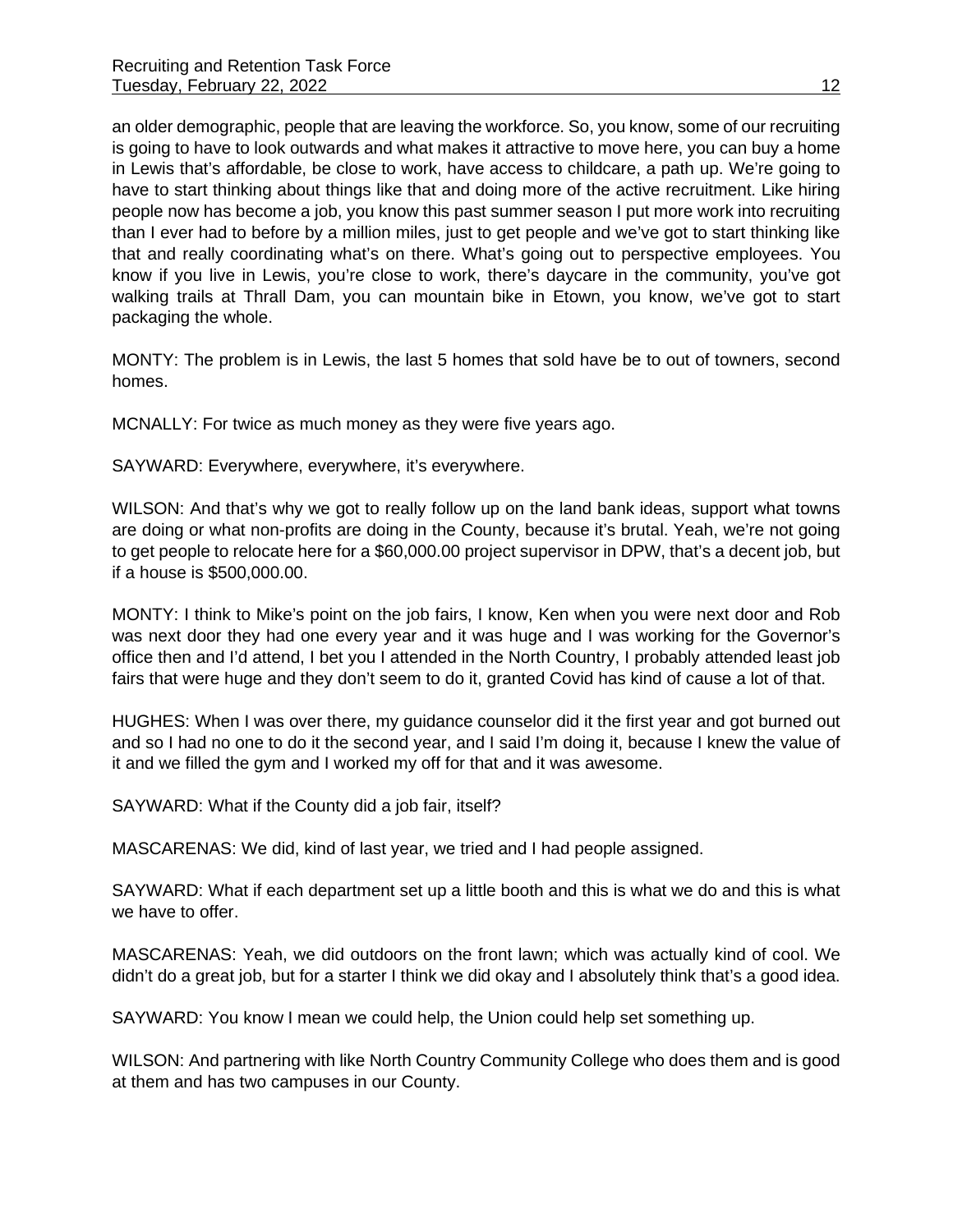an older demographic, people that are leaving the workforce. So, you know, some of our recruiting is going to have to look outwards and what makes it attractive to move here, you can buy a home in Lewis that's affordable, be close to work, have access to childcare, a path up. We're going to have to start thinking about things like that and doing more of the active recruitment. Like hiring people now has become a job, you know this past summer season I put more work into recruiting than I ever had to before by a million miles, just to get people and we've got to start thinking like that and really coordinating what's on there. What's going out to perspective employees. You know if you live in Lewis, you're close to work, there's daycare in the community, you've got walking trails at Thrall Dam, you can mountain bike in Etown, you know, we've got to start packaging the whole.

MONTY: The problem is in Lewis, the last 5 homes that sold have be to out of towners, second homes.

MCNALLY: For twice as much money as they were five years ago.

SAYWARD: Everywhere, everywhere, it's everywhere.

WILSON: And that's why we got to really follow up on the land bank ideas, support what towns are doing or what non-profits are doing in the County, because it's brutal. Yeah, we're not going to get people to relocate here for a $60,000.00 project supervisor in DPW, that's a decent job, but if a house is $500,000.00.

MONTY: I think to Mike's point on the job fairs, I know, Ken when you were next door and Rob was next door they had one every year and it was huge and I was working for the Governor's office then and I'd attend, I bet you I attended in the North Country, I probably attended least job fairs that were huge and they don't seem to do it, granted Covid has kind of cause a lot of that.

HUGHES: When I was over there, my guidance counselor did it the first year and got burned out and so I had no one to do it the second year, and I said I'm doing it, because I knew the value of it and we filled the gym and I worked my off for that and it was awesome.

SAYWARD: What if the County did a job fair, itself?

MASCARENAS: We did, kind of last year, we tried and I had people assigned.

SAYWARD: What if each department set up a little booth and this is what we do and this is what we have to offer.

MASCARENAS: Yeah, we did outdoors on the front lawn; which was actually kind of cool. We didn't do a great job, but for a starter I think we did okay and I absolutely think that's a good idea.

SAYWARD: You know I mean we could help, the Union could help set something up.

WILSON: And partnering with like North Country Community College who does them and is good at them and has two campuses in our County.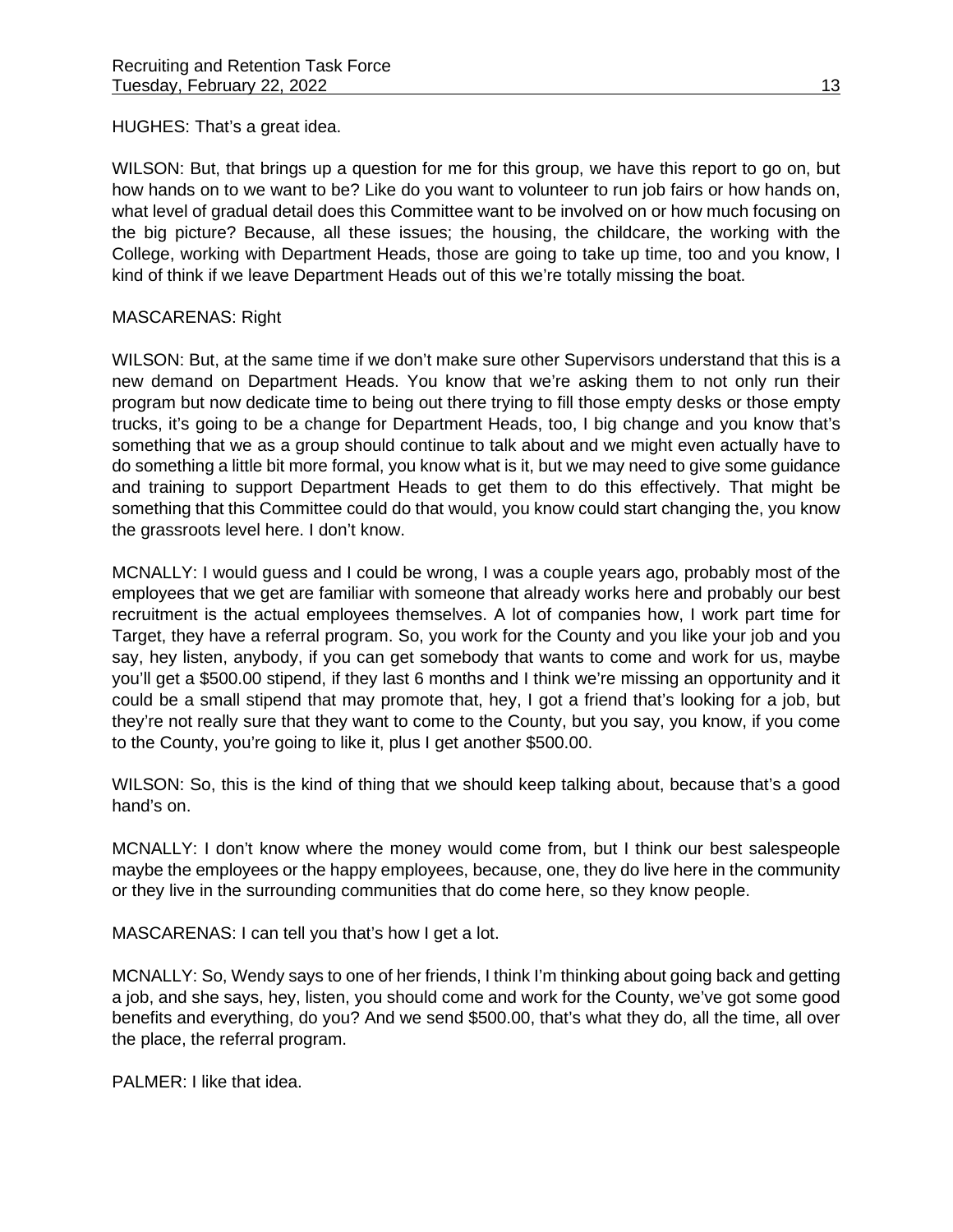HUGHES: That's a great idea.

WILSON: But, that brings up a question for me for this group, we have this report to go on, but how hands on to we want to be? Like do you want to volunteer to run job fairs or how hands on, what level of gradual detail does this Committee want to be involved on or how much focusing on the big picture? Because, all these issues; the housing, the childcare, the working with the College, working with Department Heads, those are going to take up time, too and you know, I kind of think if we leave Department Heads out of this we're totally missing the boat.

MASCARENAS: Right

WILSON: But, at the same time if we don't make sure other Supervisors understand that this is a new demand on Department Heads. You know that we're asking them to not only run their program but now dedicate time to being out there trying to fill those empty desks or those empty trucks, it's going to be a change for Department Heads, too, I big change and you know that's something that we as a group should continue to talk about and we might even actually have to do something a little bit more formal, you know what is it, but we may need to give some guidance and training to support Department Heads to get them to do this effectively. That might be something that this Committee could do that would, you know could start changing the, you know the grassroots level here. I don't know.

MCNALLY: I would guess and I could be wrong, I was a couple years ago, probably most of the employees that we get are familiar with someone that already works here and probably our best recruitment is the actual employees themselves. A lot of companies how, I work part time for Target, they have a referral program. So, you work for the County and you like your job and you say, hey listen, anybody, if you can get somebody that wants to come and work for us, maybe you'll get a $500.00 stipend, if they last 6 months and I think we're missing an opportunity and it could be a small stipend that may promote that, hey, I got a friend that's looking for a job, but they're not really sure that they want to come to the County, but you say, you know, if you come to the County, you're going to like it, plus I get another $500.00.

WILSON: So, this is the kind of thing that we should keep talking about, because that's a good hand's on.

MCNALLY: I don't know where the money would come from, but I think our best salespeople maybe the employees or the happy employees, because, one, they do live here in the community or they live in the surrounding communities that do come here, so they know people.

MASCARENAS: I can tell you that's how I get a lot.

MCNALLY: So, Wendy says to one of her friends, I think I'm thinking about going back and getting a job, and she says, hey, listen, you should come and work for the County, we've got some good benefits and everything, do you? And we send $500.00, that's what they do, all the time, all over the place, the referral program.

PALMER: I like that idea.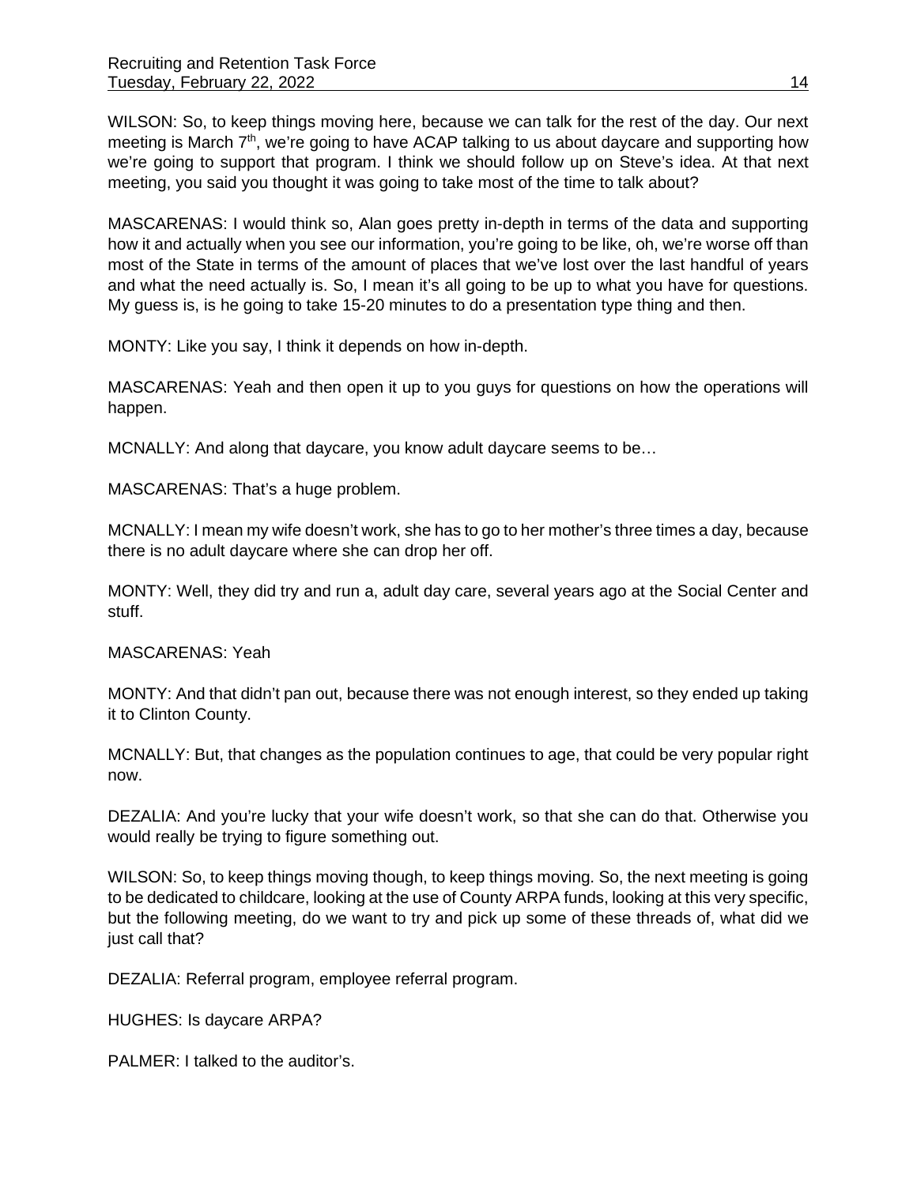WILSON: So, to keep things moving here, because we can talk for the rest of the day. Our next meeting is March 7th, we're going to have ACAP talking to us about daycare and supporting how we're going to support that program. I think we should follow up on Steve's idea. At that next meeting, you said you thought it was going to take most of the time to talk about?

MASCARENAS: I would think so, Alan goes pretty in-depth in terms of the data and supporting how it and actually when you see our information, you're going to be like, oh, we're worse off than most of the State in terms of the amount of places that we've lost over the last handful of years and what the need actually is. So, I mean it's all going to be up to what you have for questions. My guess is, is he going to take 15-20 minutes to do a presentation type thing and then.

MONTY: Like you say, I think it depends on how in-depth.

MASCARENAS: Yeah and then open it up to you guys for questions on how the operations will happen.

MCNALLY: And along that daycare, you know adult daycare seems to be…

MASCARENAS: That's a huge problem.

MCNALLY: I mean my wife doesn't work, she has to go to her mother's three times a day, because there is no adult daycare where she can drop her off.

MONTY: Well, they did try and run a, adult day care, several years ago at the Social Center and stuff.

MASCARENAS: Yeah

MONTY: And that didn't pan out, because there was not enough interest, so they ended up taking it to Clinton County.

MCNALLY: But, that changes as the population continues to age, that could be very popular right now.

DEZALIA: And you're lucky that your wife doesn't work, so that she can do that. Otherwise you would really be trying to figure something out.

WILSON: So, to keep things moving though, to keep things moving. So, the next meeting is going to be dedicated to childcare, looking at the use of County ARPA funds, looking at this very specific, but the following meeting, do we want to try and pick up some of these threads of, what did we just call that?

DEZALIA: Referral program, employee referral program.

HUGHES: Is daycare ARPA?

PALMER: I talked to the auditor's.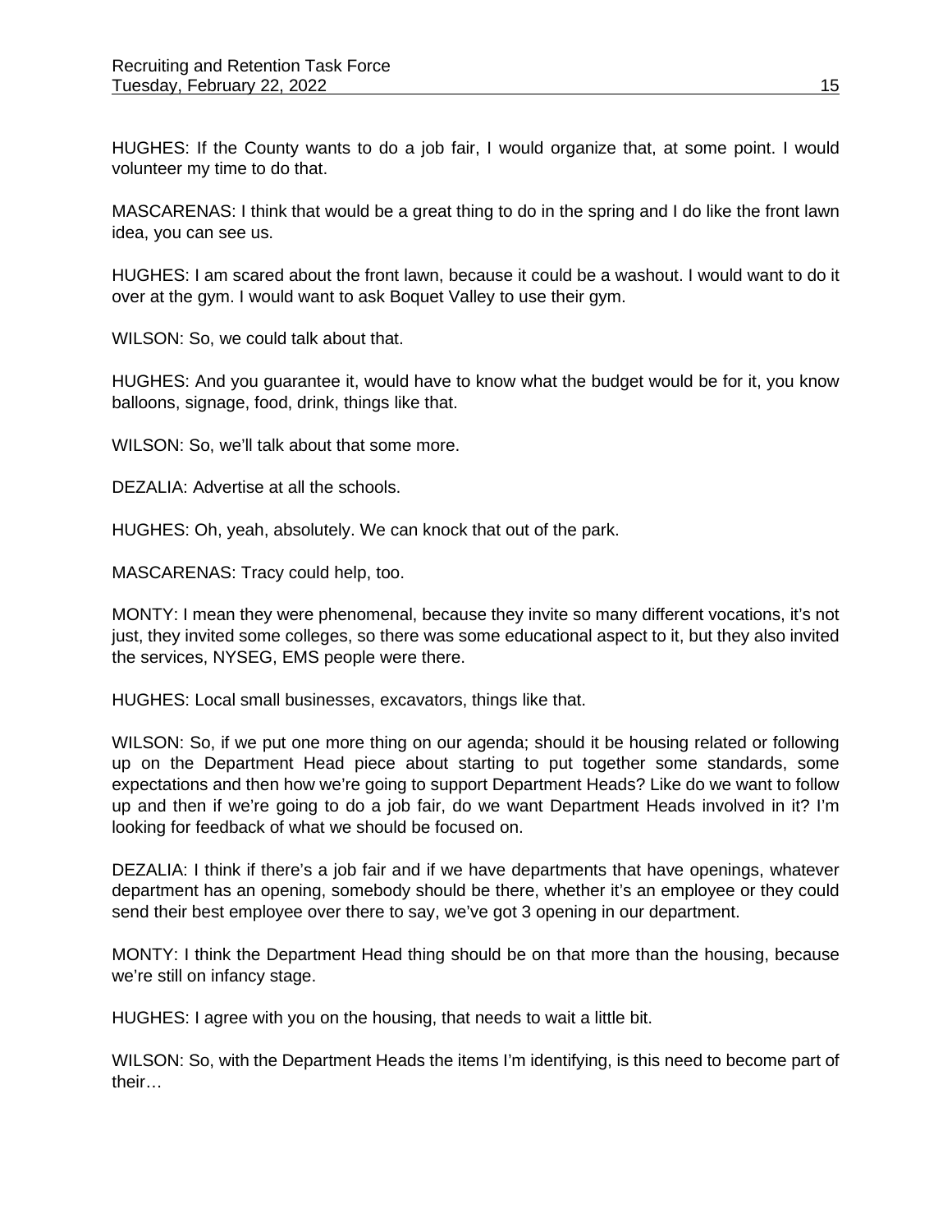HUGHES: If the County wants to do a job fair, I would organize that, at some point. I would volunteer my time to do that.

MASCARENAS: I think that would be a great thing to do in the spring and I do like the front lawn idea, you can see us.

HUGHES: I am scared about the front lawn, because it could be a washout. I would want to do it over at the gym. I would want to ask Boquet Valley to use their gym.

WILSON: So, we could talk about that.

HUGHES: And you guarantee it, would have to know what the budget would be for it, you know balloons, signage, food, drink, things like that.

WILSON: So, we'll talk about that some more.

DEZALIA: Advertise at all the schools.

HUGHES: Oh, yeah, absolutely. We can knock that out of the park.

MASCARENAS: Tracy could help, too.

MONTY: I mean they were phenomenal, because they invite so many different vocations, it's not just, they invited some colleges, so there was some educational aspect to it, but they also invited the services, NYSEG, EMS people were there.

HUGHES: Local small businesses, excavators, things like that.

WILSON: So, if we put one more thing on our agenda; should it be housing related or following up on the Department Head piece about starting to put together some standards, some expectations and then how we're going to support Department Heads? Like do we want to follow up and then if we're going to do a job fair, do we want Department Heads involved in it? I'm looking for feedback of what we should be focused on.

DEZALIA: I think if there's a job fair and if we have departments that have openings, whatever department has an opening, somebody should be there, whether it's an employee or they could send their best employee over there to say, we've got 3 opening in our department.

MONTY: I think the Department Head thing should be on that more than the housing, because we're still on infancy stage.

HUGHES: I agree with you on the housing, that needs to wait a little bit.

WILSON: So, with the Department Heads the items I'm identifying, is this need to become part of their…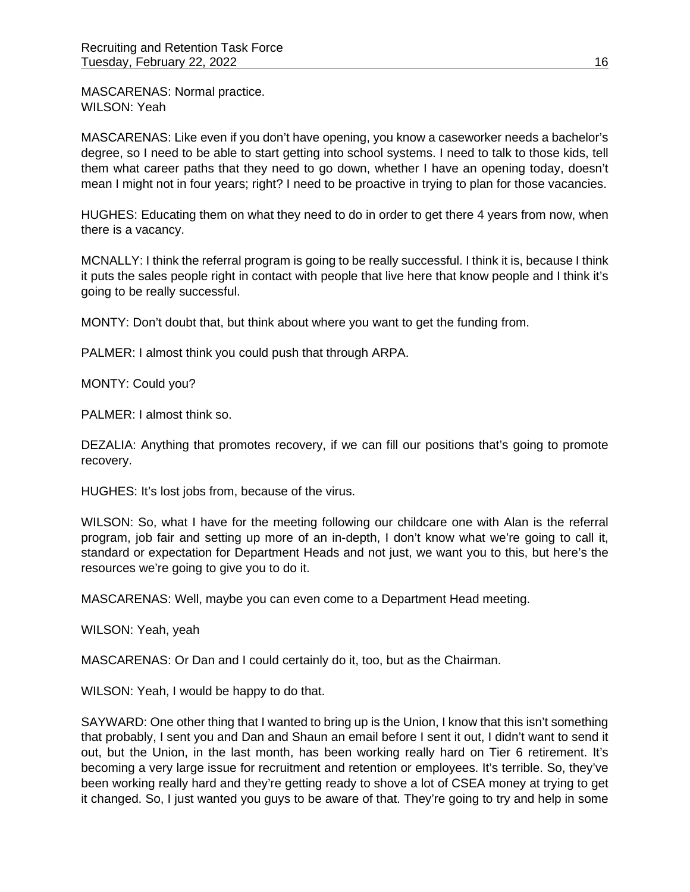MASCARENAS: Normal practice.
WILSON: Yeah

MASCARENAS: Like even if you don't have opening, you know a caseworker needs a bachelor's degree, so I need to be able to start getting into school systems. I need to talk to those kids, tell them what career paths that they need to go down, whether I have an opening today, doesn't mean I might not in four years; right? I need to be proactive in trying to plan for those vacancies.

HUGHES: Educating them on what they need to do in order to get there 4 years from now, when there is a vacancy.

MCNALLY: I think the referral program is going to be really successful. I think it is, because I think it puts the sales people right in contact with people that live here that know people and I think it's going to be really successful.

MONTY: Don't doubt that, but think about where you want to get the funding from.

PALMER: I almost think you could push that through ARPA.

MONTY: Could you?

PALMER: I almost think so.

DEZALIA: Anything that promotes recovery, if we can fill our positions that's going to promote recovery.

HUGHES: It's lost jobs from, because of the virus.

WILSON: So, what I have for the meeting following our childcare one with Alan is the referral program, job fair and setting up more of an in-depth, I don't know what we're going to call it, standard or expectation for Department Heads and not just, we want you to this, but here's the resources we're going to give you to do it.

MASCARENAS: Well, maybe you can even come to a Department Head meeting.

WILSON: Yeah, yeah

MASCARENAS: Or Dan and I could certainly do it, too, but as the Chairman.

WILSON: Yeah, I would be happy to do that.

SAYWARD: One other thing that I wanted to bring up is the Union, I know that this isn't something that probably, I sent you and Dan and Shaun an email before I sent it out, I didn't want to send it out, but the Union, in the last month, has been working really hard on Tier 6 retirement. It's becoming a very large issue for recruitment and retention or employees. It's terrible. So, they've been working really hard and they're getting ready to shove a lot of CSEA money at trying to get it changed. So, I just wanted you guys to be aware of that. They're going to try and help in some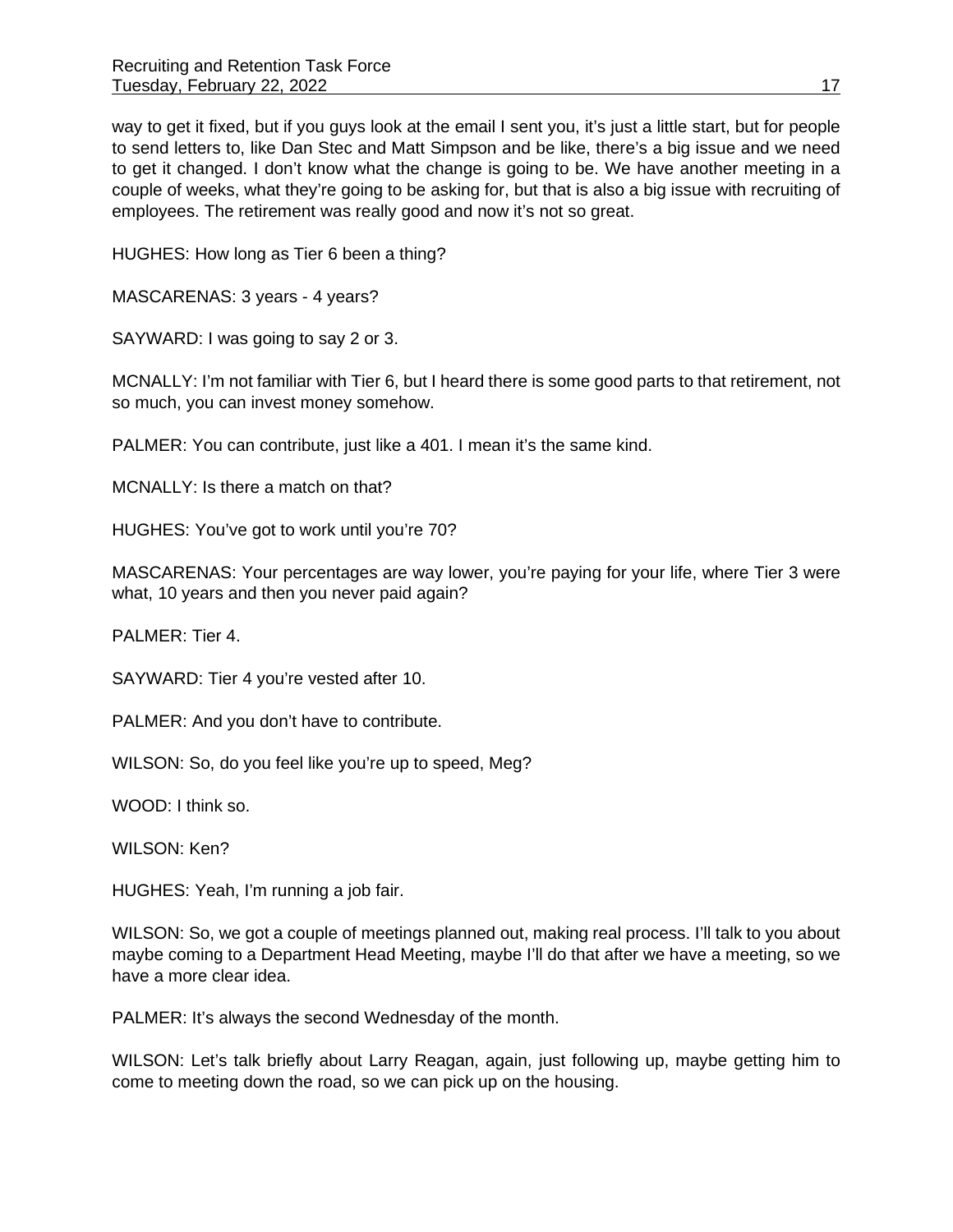way to get it fixed, but if you guys look at the email I sent you, it's just a little start, but for people to send letters to, like Dan Stec and Matt Simpson and be like, there's a big issue and we need to get it changed. I don't know what the change is going to be. We have another meeting in a couple of weeks, what they're going to be asking for, but that is also a big issue with recruiting of employees. The retirement was really good and now it's not so great.

HUGHES: How long as Tier 6 been a thing?

MASCARENAS: 3 years - 4 years?

SAYWARD: I was going to say 2 or 3.

MCNALLY: I'm not familiar with Tier 6, but I heard there is some good parts to that retirement, not so much, you can invest money somehow.

PALMER: You can contribute, just like a 401. I mean it's the same kind.

MCNALLY: Is there a match on that?

HUGHES: You've got to work until you're 70?

MASCARENAS: Your percentages are way lower, you're paying for your life, where Tier 3 were what, 10 years and then you never paid again?

PALMER: Tier 4.

SAYWARD: Tier 4 you're vested after 10.

PALMER: And you don't have to contribute.

WILSON: So, do you feel like you're up to speed, Meg?

WOOD: I think so.

WILSON: Ken?

HUGHES: Yeah, I'm running a job fair.

WILSON: So, we got a couple of meetings planned out, making real process. I'll talk to you about maybe coming to a Department Head Meeting, maybe I'll do that after we have a meeting, so we have a more clear idea.

PALMER: It's always the second Wednesday of the month.

WILSON: Let's talk briefly about Larry Reagan, again, just following up, maybe getting him to come to meeting down the road, so we can pick up on the housing.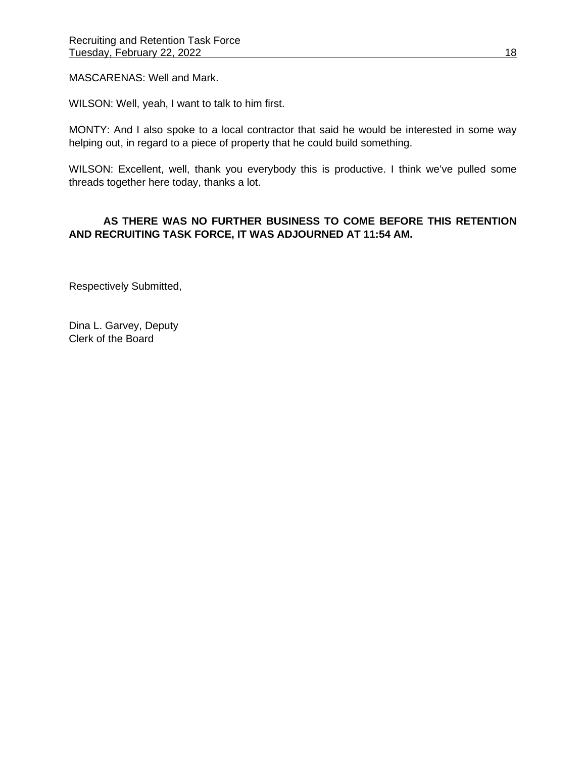MASCARENAS: Well and Mark.

WILSON: Well, yeah, I want to talk to him first.

MONTY: And I also spoke to a local contractor that said he would be interested in some way helping out, in regard to a piece of property that he could build something.

WILSON: Excellent, well, thank you everybody this is productive. I think we've pulled some threads together here today, thanks a lot.

**AS THERE WAS NO FURTHER BUSINESS TO COME BEFORE THIS RETENTION AND RECRUITING TASK FORCE, IT WAS ADJOURNED AT 11:54 AM.**

Respectively Submitted,

Dina L. Garvey, Deputy
Clerk of the Board